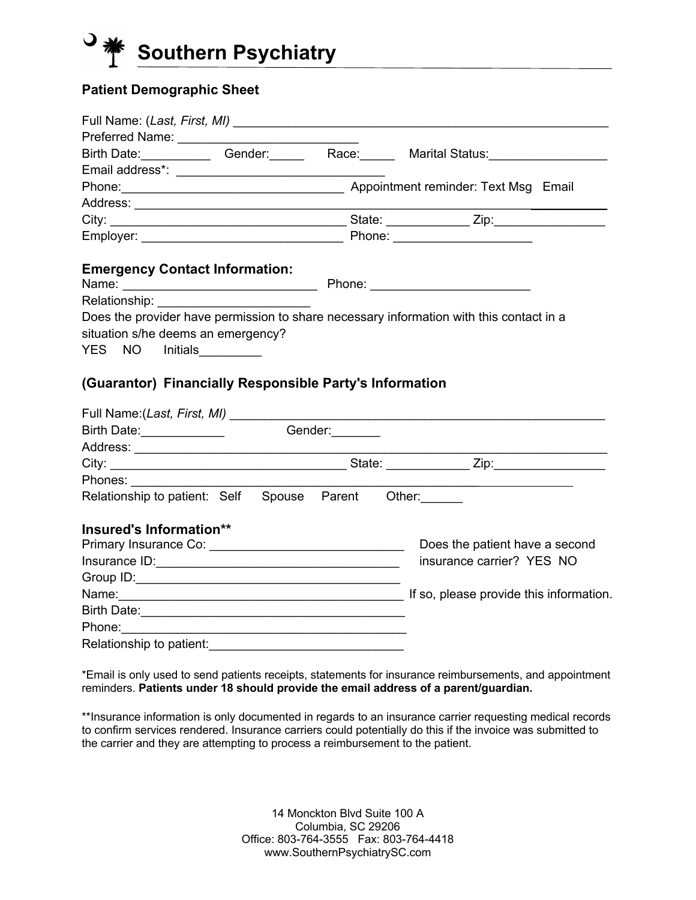# Southern Psychiatry

## Patient Demographic Sheet

Full Name: (*Last, First, MI*) ______________________________________________________

Preferred Name: ___________________________

Birth Date:__________ Gender:_____ Race:_____ Marital Status:_________________

Email address*: ______________________________

Phone:________________________________ Appointment reminder: Text Msg Email

Address: __________________________________________________________________

City: _________________________________ State: ____________ Zip:________________

Employer: _____________________________ Phone: ____________________

### Emergency Contact Information:

Name: ____________________________ Phone: ______________________

Relationship: ______________________

Does the provider have permission to share necessary information with this contact in a situation s/he deems an emergency?

YES NO Initials_________

### (Guarantor) Financially Responsible Party's Information

Full Name:(*Last, First, MI*) ______________________________________________________

Birth Date:____________ Gender:_______

Address: __________________________________________________________________

City: _________________________________ State: ____________ Zip:________________

Phones: ___________________________________________________________

Relationship to patient: Self Spouse Parent Other:______

### Insured's Information**

Primary Insurance Co: ____________________________

Insurance ID:__________________________________

Group ID:_____________________________________

Name:________________________________________

Birth Date:____________________________________

Phone:________________________________________

Relationship to patient:___________________________

Does the patient have a second insurance carrier? YES NO

If so, please provide this information.

*Email is only used to send patients receipts, statements for insurance reimbursements, and appointment reminders. **Patients under 18 should provide the email address of a parent/guardian.**

**Insurance information is only documented in regards to an insurance carrier requesting medical records to confirm services rendered. Insurance carriers could potentially do this if the invoice was submitted to the carrier and they are attempting to process a reimbursement to the patient.

14 Monckton Blvd Suite 100 A
Columbia, SC 29206
Office: 803-764-3555 Fax: 803-764-4418
www.SouthernPsychiatrySC.com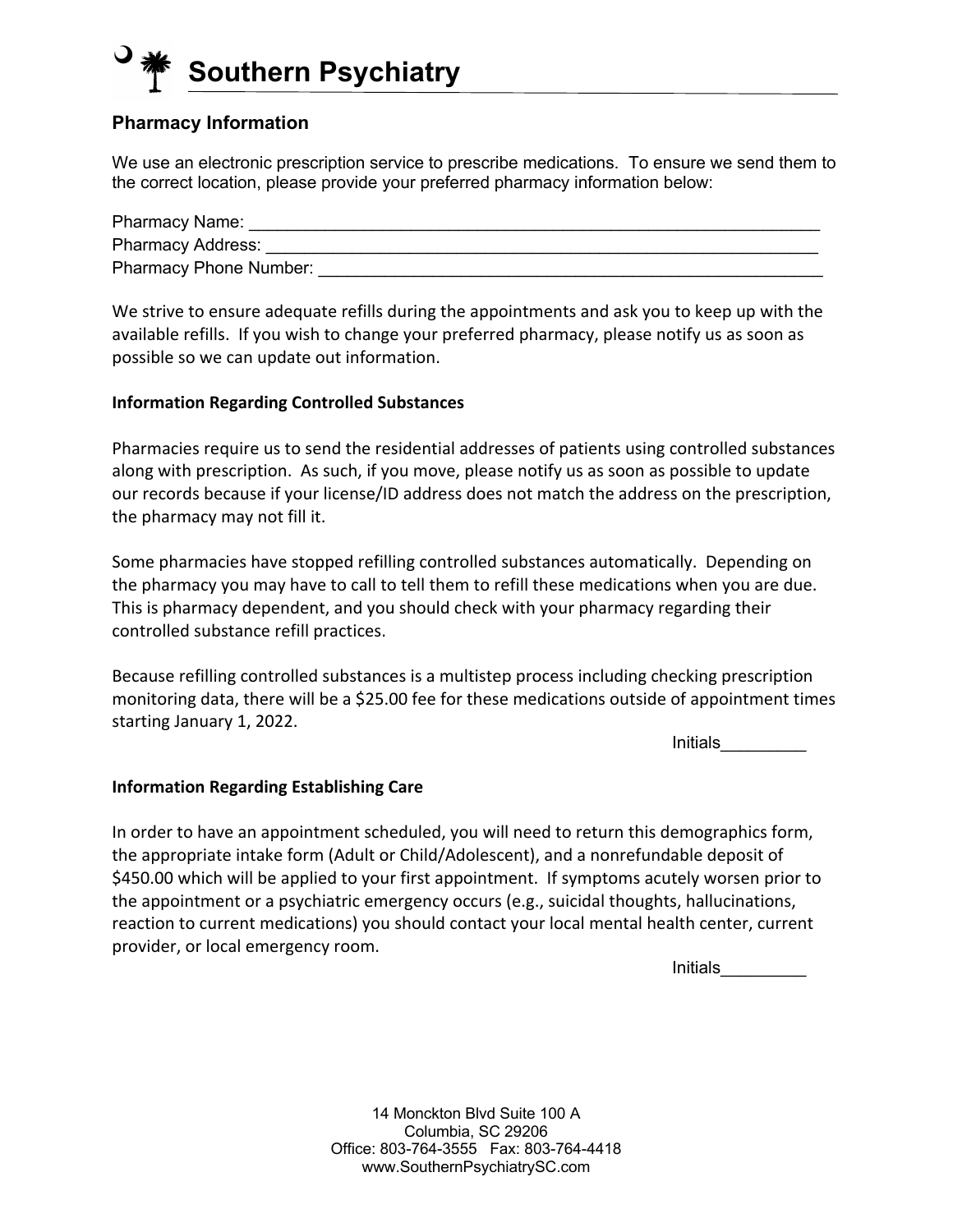# Southern Psychiatry

## Pharmacy Information

We use an electronic prescription service to prescribe medications. To ensure we send them to the correct location, please provide your preferred pharmacy information below:

Pharmacy Name: ______________________________________________________________
Pharmacy Address: ____________________________________________________________
Pharmacy Phone Number: _______________________________________________________

We strive to ensure adequate refills during the appointments and ask you to keep up with the available refills. If you wish to change your preferred pharmacy, please notify us as soon as possible so we can update out information.

**Information Regarding Controlled Substances**

Pharmacies require us to send the residential addresses of patients using controlled substances along with prescription. As such, if you move, please notify us as soon as possible to update our records because if your license/ID address does not match the address on the prescription, the pharmacy may not fill it.

Some pharmacies have stopped refilling controlled substances automatically. Depending on the pharmacy you may have to call to tell them to refill these medications when you are due. This is pharmacy dependent, and you should check with your pharmacy regarding their controlled substance refill practices.

Because refilling controlled substances is a multistep process including checking prescription monitoring data, there will be a $25.00 fee for these medications outside of appointment times starting January 1, 2022.

Initials_________

**Information Regarding Establishing Care**

In order to have an appointment scheduled, you will need to return this demographics form, the appropriate intake form (Adult or Child/Adolescent), and a nonrefundable deposit of $450.00 which will be applied to your first appointment. If symptoms acutely worsen prior to the appointment or a psychiatric emergency occurs (e.g., suicidal thoughts, hallucinations, reaction to current medications) you should contact your local mental health center, current provider, or local emergency room.

Initials_________

14 Monckton Blvd Suite 100 A
Columbia, SC 29206
Office: 803-764-3555 Fax: 803-764-4418
www.SouthernPsychiatrySC.com